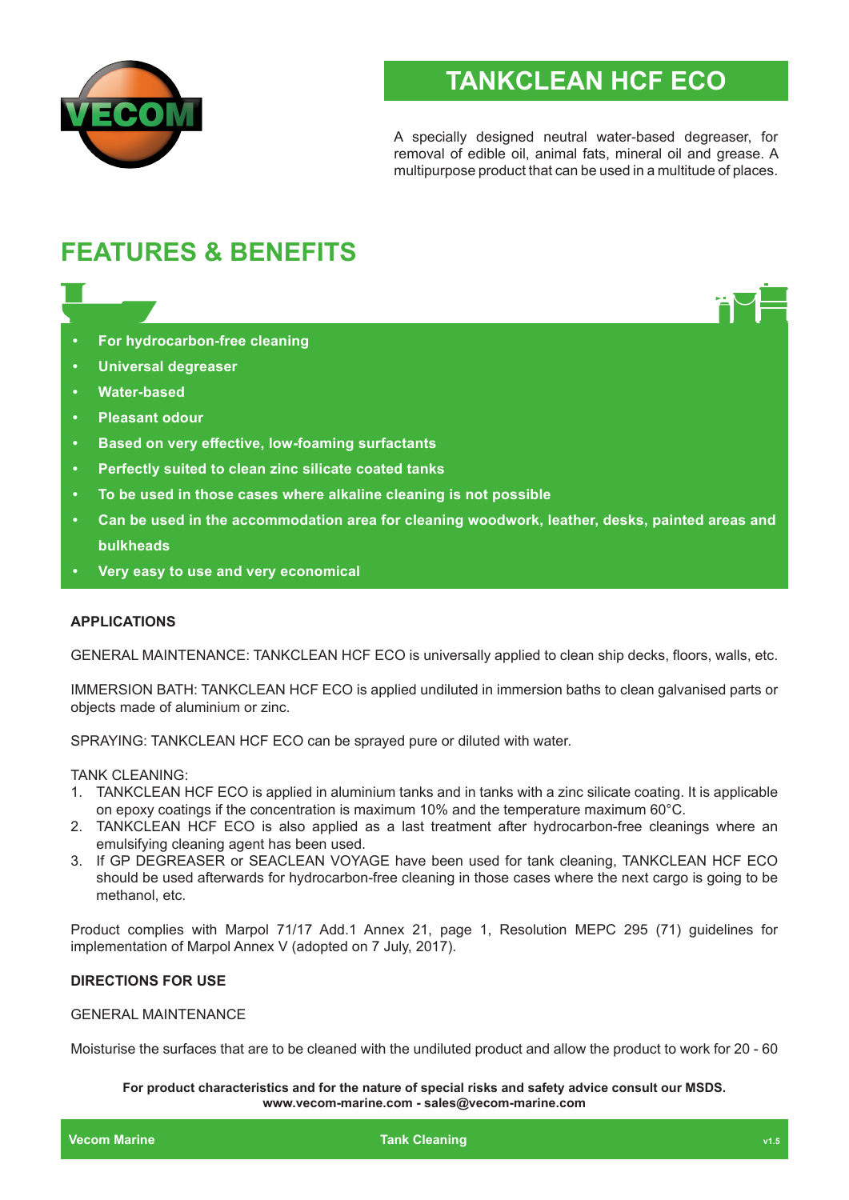# TANKCLEAN HCF ECO

A specially designed neutral water-based degreaser, for removal of edible oil, animal fats, mineral oil and grease. A multipurpose product that can be used in a multitude of places.

## FEATURES & BENEFITS

- **For hydrocarbon-free cleaning**
- **Universal degreaser**
- **Water-based**
- **Pleasant odour**
- **Based on very effective, low-foaming surfactants**
- **Perfectly suited to clean zinc silicate coated tanks**
- **To be used in those cases where alkaline cleaning is not possible**
- **Can be used in the accommodation area for cleaning woodwork, leather, desks, painted areas and bulkheads**
- **Very easy to use and very economical**

### APPLICATIONS

GENERAL MAINTENANCE: TANKCLEAN HCF ECO is universally applied to clean ship decks, floors, walls, etc.

IMMERSION BATH: TANKCLEAN HCF ECO is applied undiluted in immersion baths to clean galvanised parts or objects made of aluminium or zinc.

SPRAYING: TANKCLEAN HCF ECO can be sprayed pure or diluted with water.

TANK CLEANING:

1. TANKCLEAN HCF ECO is applied in aluminium tanks and in tanks with a zinc silicate coating. It is applicable on epoxy coatings if the concentration is maximum 10% and the temperature maximum 60°C.
2. TANKCLEAN HCF ECO is also applied as a last treatment after hydrocarbon-free cleanings where an emulsifying cleaning agent has been used.
3. If GP DEGREASER or SEACLEAN VOYAGE have been used for tank cleaning, TANKCLEAN HCF ECO should be used afterwards for hydrocarbon-free cleaning in those cases where the next cargo is going to be methanol, etc.

Product complies with Marpol 71/17 Add.1 Annex 21, page 1, Resolution MEPC 295 (71) guidelines for implementation of Marpol Annex V (adopted on 7 July, 2017).

### DIRECTIONS FOR USE

GENERAL MAINTENANCE

Moisturise the surfaces that are to be cleaned with the undiluted product and allow the product to work for 20 - 60

**For product characteristics and for the nature of special risks and safety advice consult our MSDS.**
**www.vecom-marine.com - sales@vecom-marine.com**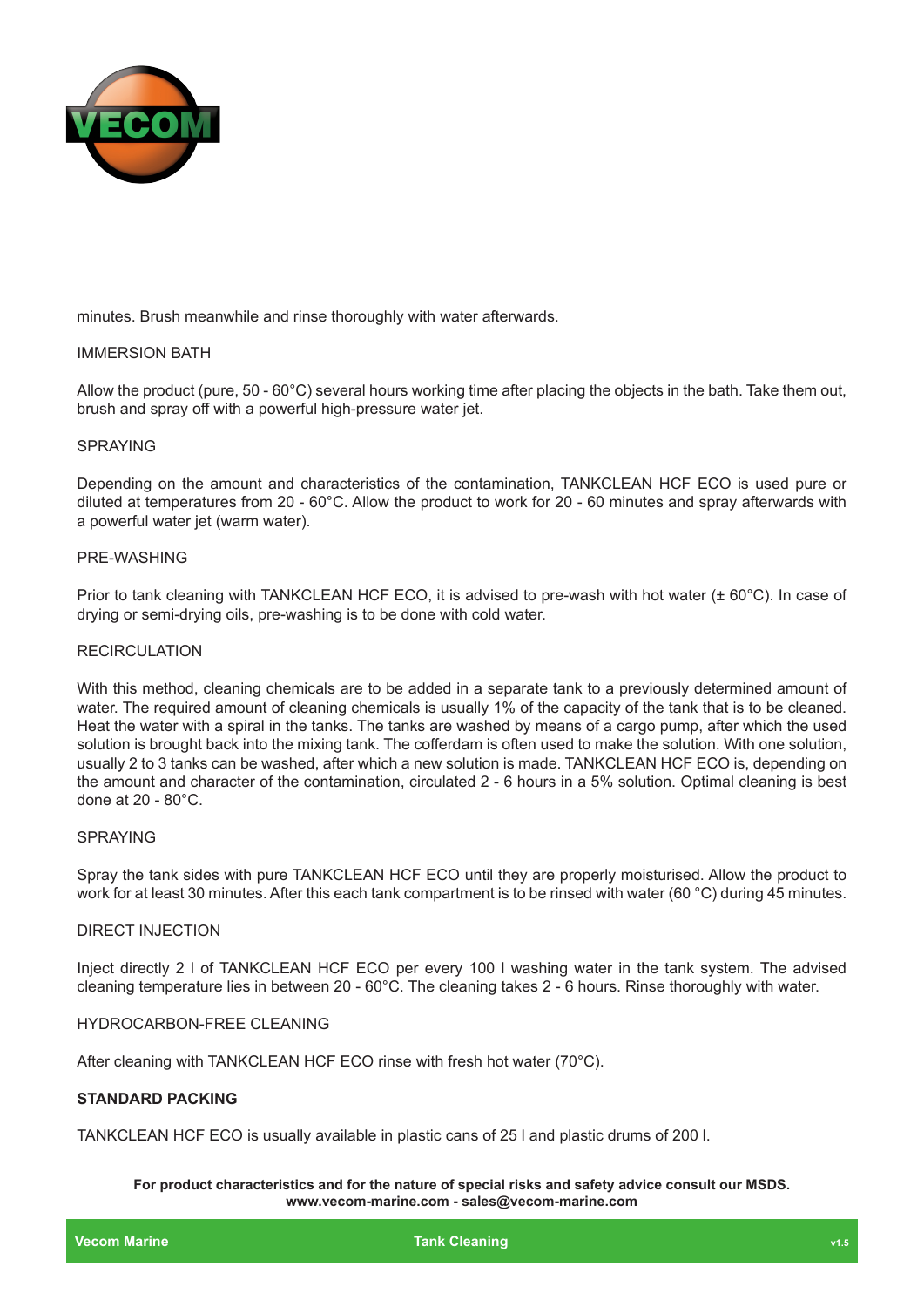minutes. Brush meanwhile and rinse thoroughly with water afterwards.

IMMERSION BATH

Allow the product (pure, 50 - 60°C) several hours working time after placing the objects in the bath. Take them out, brush and spray off with a powerful high-pressure water jet.

SPRAYING

Depending on the amount and characteristics of the contamination, TANKCLEAN HCF ECO is used pure or diluted at temperatures from 20 - 60°C. Allow the product to work for 20 - 60 minutes and spray afterwards with a powerful water jet (warm water).

PRE-WASHING

Prior to tank cleaning with TANKCLEAN HCF ECO, it is advised to pre-wash with hot water (± 60°C). In case of drying or semi-drying oils, pre-washing is to be done with cold water.

RECIRCULATION

With this method, cleaning chemicals are to be added in a separate tank to a previously determined amount of water. The required amount of cleaning chemicals is usually 1% of the capacity of the tank that is to be cleaned. Heat the water with a spiral in the tanks. The tanks are washed by means of a cargo pump, after which the used solution is brought back into the mixing tank. The cofferdam is often used to make the solution. With one solution, usually 2 to 3 tanks can be washed, after which a new solution is made. TANKCLEAN HCF ECO is, depending on the amount and character of the contamination, circulated 2 - 6 hours in a 5% solution. Optimal cleaning is best done at 20 - 80°C.

SPRAYING

Spray the tank sides with pure TANKCLEAN HCF ECO until they are properly moisturised. Allow the product to work for at least 30 minutes. After this each tank compartment is to be rinsed with water (60 °C) during 45 minutes.

DIRECT INJECTION

Inject directly 2 l of TANKCLEAN HCF ECO per every 100 l washing water in the tank system. The advised cleaning temperature lies in between 20 - 60°C. The cleaning takes 2 - 6 hours. Rinse thoroughly with water.

HYDROCARBON-FREE CLEANING

After cleaning with TANKCLEAN HCF ECO rinse with fresh hot water (70°C).

**STANDARD PACKING**

TANKCLEAN HCF ECO is usually available in plastic cans of 25 l and plastic drums of 200 l.

**For product characteristics and for the nature of special risks and safety advice consult our MSDS.**
**www.vecom-marine.com - sales@vecom-marine.com**